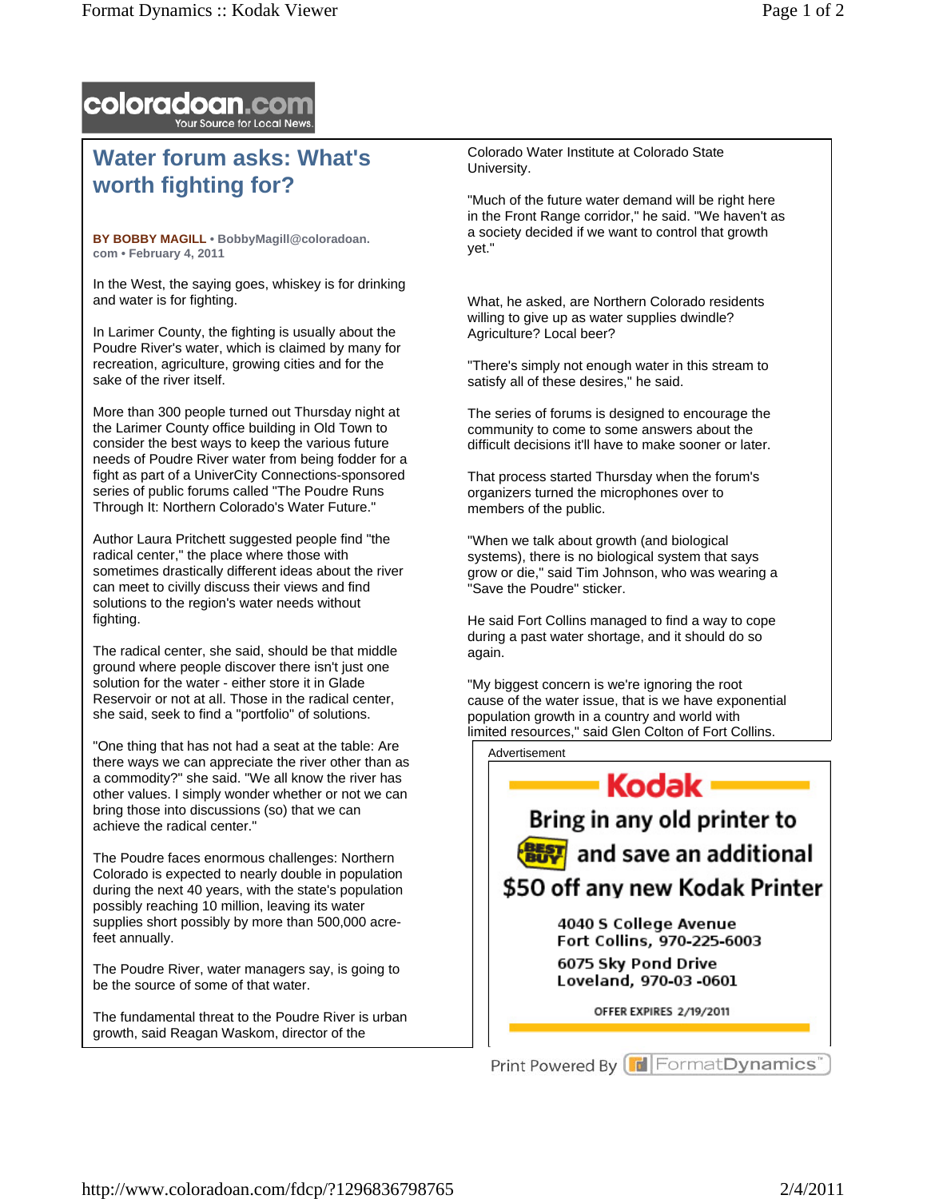coloradoan.com
Your Source for Local News.

# Water forum asks: What's worth fighting for?

**BY BOBBY MAGILL** • BobbyMagill@coloradoan.com • February 4, 2011

In the West, the saying goes, whiskey is for drinking and water is for fighting.

In Larimer County, the fighting is usually about the Poudre River's water, which is claimed by many for recreation, agriculture, growing cities and for the sake of the river itself.

More than 300 people turned out Thursday night at the Larimer County office building in Old Town to consider the best ways to keep the various future needs of Poudre River water from being fodder for a fight as part of a UniverCity Connections-sponsored series of public forums called "The Poudre Runs Through It: Northern Colorado's Water Future."

Author Laura Pritchett suggested people find "the radical center," the place where those with sometimes drastically different ideas about the river can meet to civilly discuss their views and find solutions to the region's water needs without fighting.

The radical center, she said, should be that middle ground where people discover there isn't just one solution for the water - either store it in Glade Reservoir or not at all. Those in the radical center, she said, seek to find a "portfolio" of solutions.

"One thing that has not had a seat at the table: Are there ways we can appreciate the river other than as a commodity?" she said. "We all know the river has other values. I simply wonder whether or not we can bring those into discussions (so) that we can achieve the radical center."

The Poudre faces enormous challenges: Northern Colorado is expected to nearly double in population during the next 40 years, with the state's population possibly reaching 10 million, leaving its water supplies short possibly by more than 500,000 acre-feet annually.

The Poudre River, water managers say, is going to be the source of some of that water.

The fundamental threat to the Poudre River is urban growth, said Reagan Waskom, director of the Colorado Water Institute at Colorado State University.

"Much of the future water demand will be right here in the Front Range corridor," he said. "We haven't as a society decided if we want to control that growth yet."

What, he asked, are Northern Colorado residents willing to give up as water supplies dwindle? Agriculture? Local beer?

"There's simply not enough water in this stream to satisfy all of these desires," he said.

The series of forums is designed to encourage the community to come to some answers about the difficult decisions it'll have to make sooner or later.

That process started Thursday when the forum's organizers turned the microphones over to members of the public.

"When we talk about growth (and biological systems), there is no biological system that says grow or die," said Tim Johnson, who was wearing a "Save the Poudre" sticker.

He said Fort Collins managed to find a way to cope during a past water shortage, and it should do so again.

"My biggest concern is we're ignoring the root cause of the water issue, that is we have exponential population growth in a country and world with limited resources," said Glen Colton of Fort Collins.

Advertisement

Kodak

Bring in any old printer to BEST BUY and save an additional $50 off any new Kodak Printer

4040 S College Avenue
Fort Collins, 970-225-6003

6075 Sky Pond Drive
Loveland, 970-03 -0601

OFFER EXPIRES 2/19/2011

Print Powered By FormatDynamics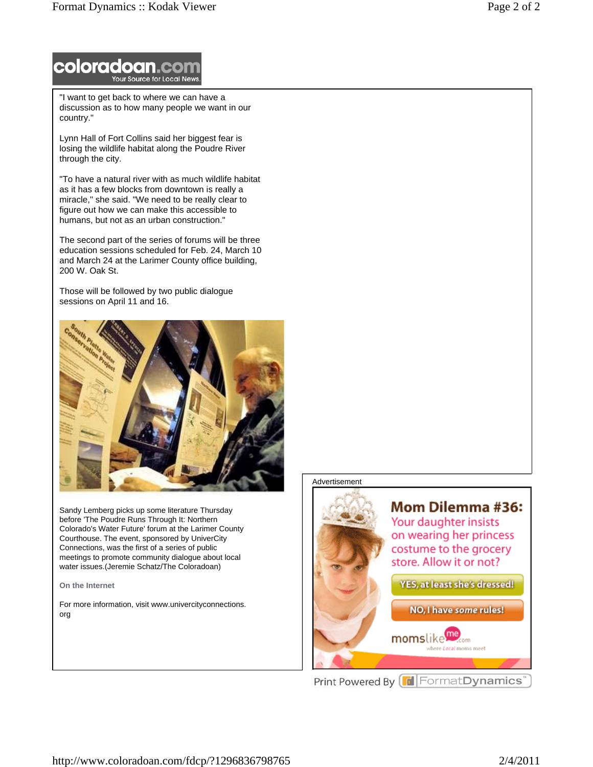"I want to get back to where we can have a discussion as to how many people we want in our country."

Lynn Hall of Fort Collins said her biggest fear is losing the wildlife habitat along the Poudre River through the city.

"To have a natural river with as much wildlife habitat as it has a few blocks from downtown is really a miracle," she said. "We need to be really clear to figure out how we can make this accessible to humans, but not as an urban construction."

The second part of the series of forums will be three education sessions scheduled for Feb. 24, March 10 and March 24 at the Larimer County office building, 200 W. Oak St.

Those will be followed by two public dialogue sessions on April 11 and 16.

Sandy Lemberg picks up some literature Thursday before 'The Poudre Runs Through It: Northern Colorado's Water Future' forum at the Larimer County Courthouse. The event, sponsored by UniverCity Connections, was the first of a series of public meetings to promote community dialogue about local water issues.(Jeremie Schatz/The Coloradoan)

**On the Internet**

For more information, visit www.univercityconnections.org